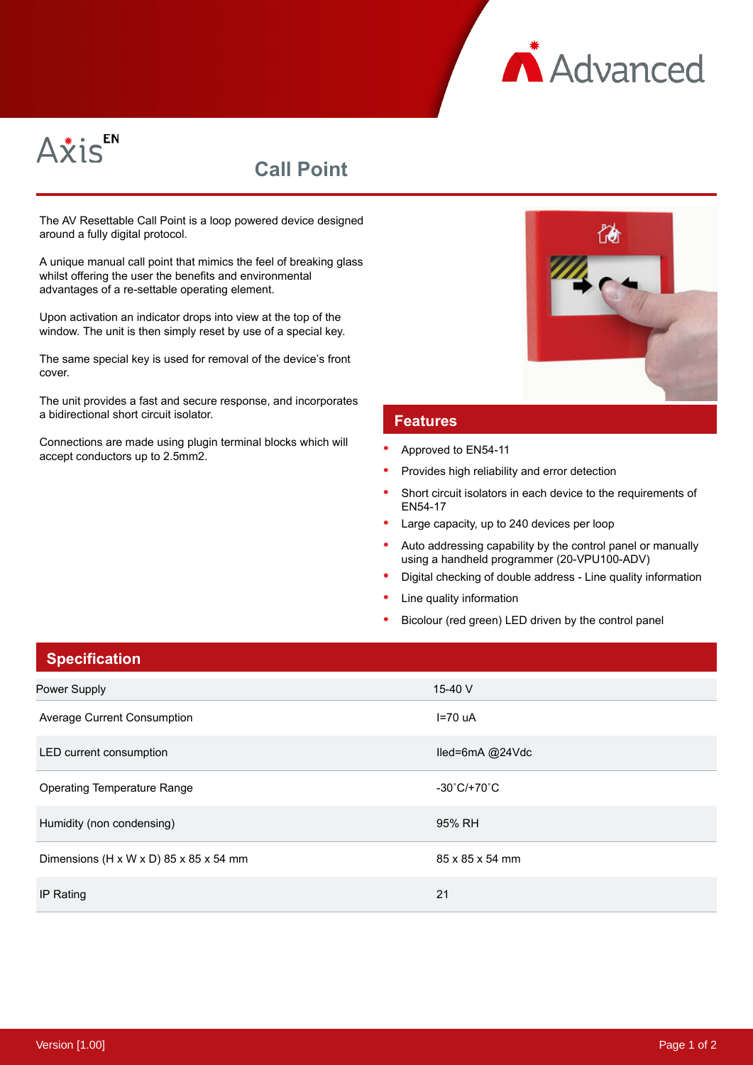Axis EN

# Call Point

The AV Resettable Call Point is a loop powered device designed around a fully digital protocol.

A unique manual call point that mimics the feel of breaking glass whilst offering the user the benefits and environmental advantages of a re-settable operating element.

Upon activation an indicator drops into view at the top of the window. The unit is then simply reset by use of a special key.

The same special key is used for removal of the device's front cover.

The unit provides a fast and secure response, and incorporates a bidirectional short circuit isolator.

Connections are made using plugin terminal blocks which will accept conductors up to 2.5mm2.

## Features

- Approved to EN54-11
- Provides high reliability and error detection
- Short circuit isolators in each device to the requirements of EN54-17
- Large capacity, up to 240 devices per loop
- Auto addressing capability by the control panel or manually using a handheld programmer (20-VPU100-ADV)
- Digital checking of double address - Line quality information
- Line quality information
- Bicolour (red green) LED driven by the control panel

## Specification

| | |
|---|---|
| Power Supply | 15-40 V |
| Average Current Consumption | I=70 uA |
| LED current consumption | Iled=6mA @24Vdc |
| Operating Temperature Range | -30˚C/+70˚C |
| Humidity (non condensing) | 95% RH |
| Dimensions (H x W x D) 85 x 85 x 54 mm | 85 x 85 x 54 mm |
| IP Rating | 21 |

Version [1.00]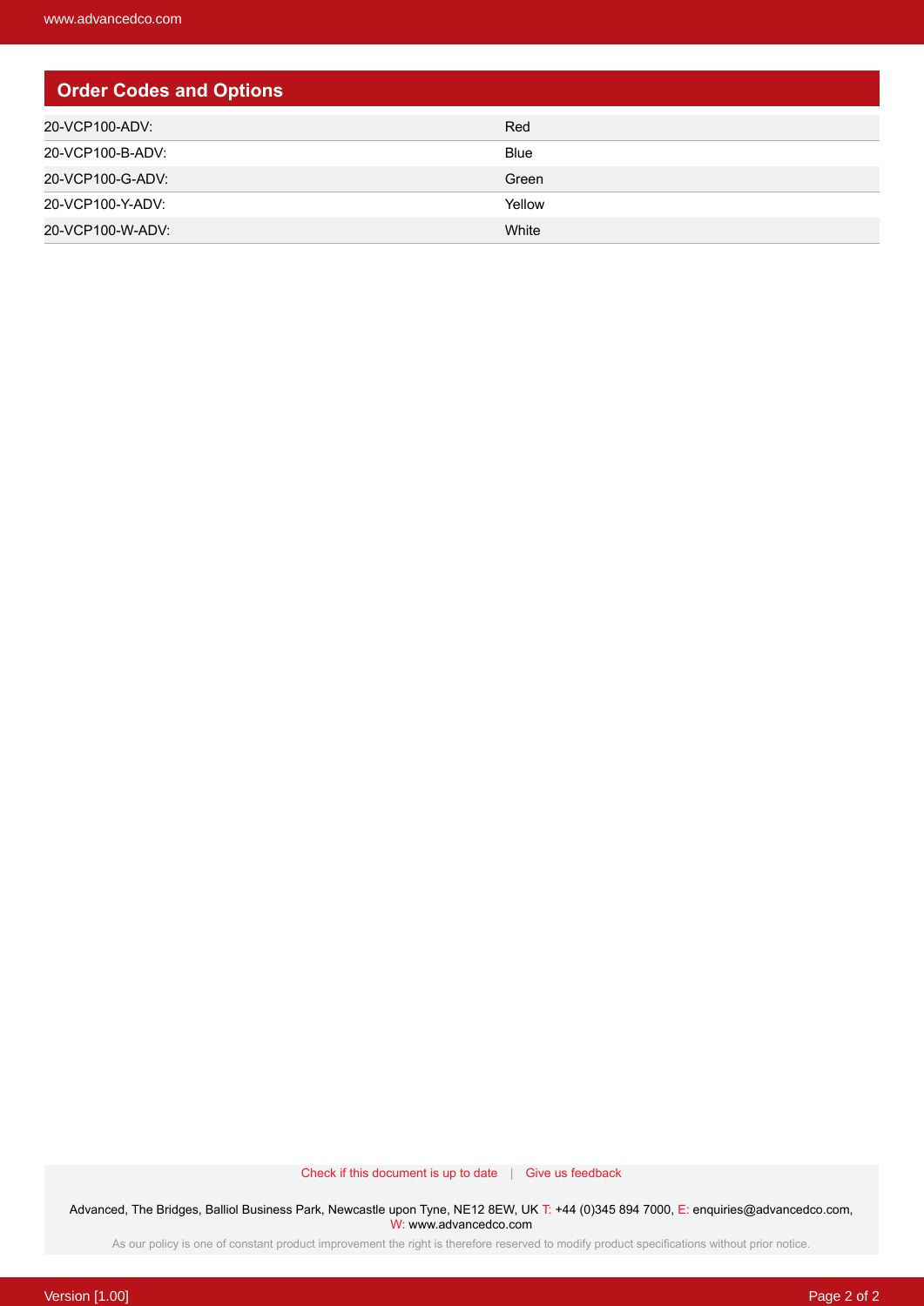## Order Codes and Options

| | |
|---|---|
| 20-VCP100-ADV: | Red |
| 20-VCP100-B-ADV: | Blue |
| 20-VCP100-G-ADV: | Green |
| 20-VCP100-Y-ADV: | Yellow |
| 20-VCP100-W-ADV: | White |

Check if this document is up to date | Give us feedback

Advanced, The Bridges, Balliol Business Park, Newcastle upon Tyne, NE12 8EW, UK T: +44 (0)345 894 7000, E: enquiries@advancedco.com, W: www.advancedco.com

As our policy is one of constant product improvement the right is therefore reserved to modify product specifications without prior notice.

Version [1.00]